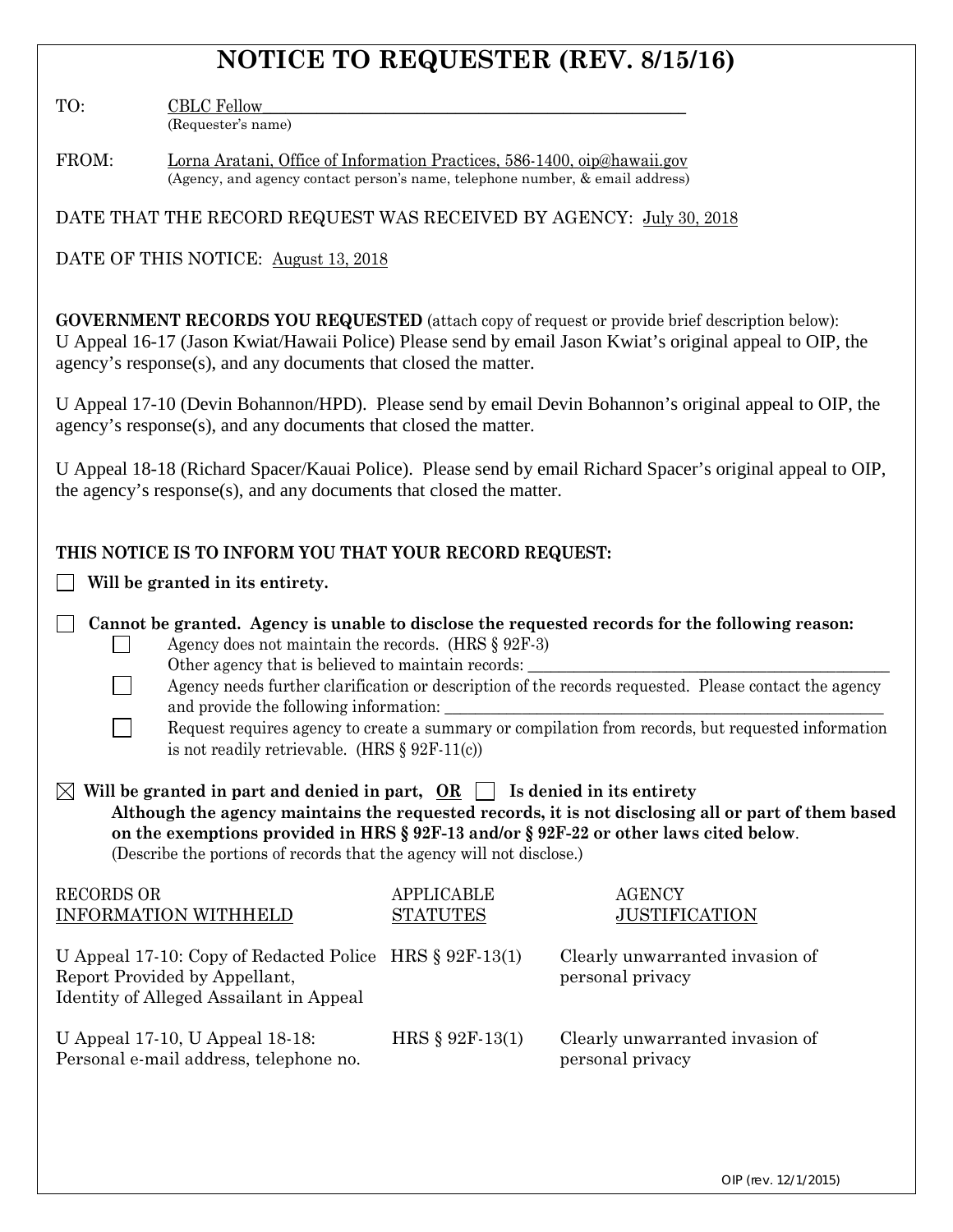# NOTICE TO REQUESTER (REV. 8/15/16)

TO: CBLC Fellow
(Requester's name)

FROM: Lorna Aratani, Office of Information Practices, 586-1400, oip@hawaii.gov
(Agency, and agency contact person's name, telephone number, & email address)

DATE THAT THE RECORD REQUEST WAS RECEIVED BY AGENCY: July 30, 2018

DATE OF THIS NOTICE: August 13, 2018

**GOVERNMENT RECORDS YOU REQUESTED** (attach copy of request or provide brief description below):
U Appeal 16-17 (Jason Kwiat/Hawaii Police) Please send by email Jason Kwiat's original appeal to OIP, the agency's response(s), and any documents that closed the matter.

U Appeal 17-10 (Devin Bohannon/HPD). Please send by email Devin Bohannon's original appeal to OIP, the agency's response(s), and any documents that closed the matter.

U Appeal 18-18 (Richard Spacer/Kauai Police). Please send by email Richard Spacer's original appeal to OIP, the agency's response(s), and any documents that closed the matter.

**THIS NOTICE IS TO INFORM YOU THAT YOUR RECORD REQUEST:**

☐ **Will be granted in its entirety.**

☐ **Cannot be granted. Agency is unable to disclose the requested records for the following reason:**
- ☐ Agency does not maintain the records. (HRS § 92F-3)
  Other agency that is believed to maintain records: ______
- ☐ Agency needs further clarification or description of the records requested. Please contact the agency and provide the following information: ______
- ☐ Request requires agency to create a summary or compilation from records, but requested information is not readily retrievable. (HRS § 92F-11(c))

☒ **Will be granted in part and denied in part, OR** ☐ **Is denied in its entirety**
**Although the agency maintains the requested records, it is not disclosing all or part of them based on the exemptions provided in HRS § 92F-13 and/or § 92F-22 or other laws cited below.**
(Describe the portions of records that the agency will not disclose.)

| RECORDS OR INFORMATION WITHHELD | APPLICABLE STATUTES | AGENCY JUSTIFICATION |
|---|---|---|
| U Appeal 17-10: Copy of Redacted Police Report Provided by Appellant, Identity of Alleged Assailant in Appeal | HRS § 92F-13(1) | Clearly unwarranted invasion of personal privacy |
| U Appeal 17-10, U Appeal 18-18: Personal e-mail address, telephone no. | HRS § 92F-13(1) | Clearly unwarranted invasion of personal privacy |

OIP (rev. 12/1/2015)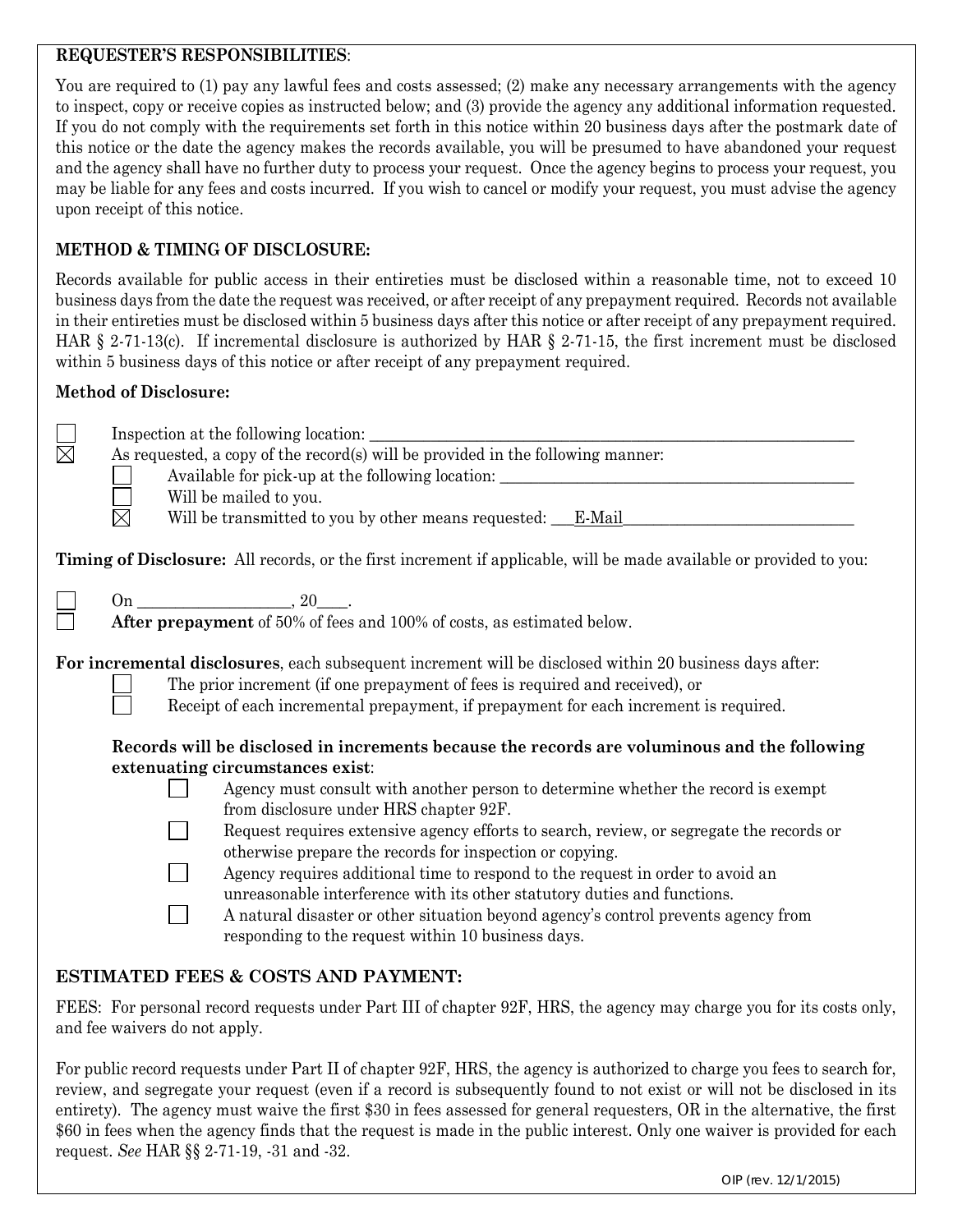**REQUESTER'S RESPONSIBILITIES**:

You are required to (1) pay any lawful fees and costs assessed; (2) make any necessary arrangements with the agency to inspect, copy or receive copies as instructed below; and (3) provide the agency any additional information requested. If you do not comply with the requirements set forth in this notice within 20 business days after the postmark date of this notice or the date the agency makes the records available, you will be presumed to have abandoned your request and the agency shall have no further duty to process your request. Once the agency begins to process your request, you may be liable for any fees and costs incurred. If you wish to cancel or modify your request, you must advise the agency upon receipt of this notice.

**METHOD & TIMING OF DISCLOSURE:**

Records available for public access in their entireties must be disclosed within a reasonable time, not to exceed 10 business days from the date the request was received, or after receipt of any prepayment required. Records not available in their entireties must be disclosed within 5 business days after this notice or after receipt of any prepayment required. HAR § 2-71-13(c). If incremental disclosure is authorized by HAR § 2-71-15, the first increment must be disclosed within 5 business days of this notice or after receipt of any prepayment required.

**Method of Disclosure:**

- ☐ Inspection at the following location: ______________________________
- ☒ As requested, a copy of the record(s) will be provided in the following manner:
  - ☐ Available for pick-up at the following location: ______________________________
  - ☐ Will be mailed to you.
  - ☒ Will be transmitted to you by other means requested: ___E-Mail______________________________

**Timing of Disclosure:** All records, or the first increment if applicable, will be made available or provided to you:

- ☐ On ___________________, 20____.
- ☐ **After prepayment** of 50% of fees and 100% of costs, as estimated below.

**For incremental disclosures**, each subsequent increment will be disclosed within 20 business days after:

- ☐ The prior increment (if one prepayment of fees is required and received), or
- ☐ Receipt of each incremental prepayment, if prepayment for each increment is required.

**Records will be disclosed in increments because the records are voluminous and the following extenuating circumstances exist**:

- ☐ Agency must consult with another person to determine whether the record is exempt from disclosure under HRS chapter 92F.
- ☐ Request requires extensive agency efforts to search, review, or segregate the records or otherwise prepare the records for inspection or copying.
- ☐ Agency requires additional time to respond to the request in order to avoid an unreasonable interference with its other statutory duties and functions.
- ☐ A natural disaster or other situation beyond agency's control prevents agency from responding to the request within 10 business days.

**ESTIMATED FEES & COSTS AND PAYMENT:**

FEES: For personal record requests under Part III of chapter 92F, HRS, the agency may charge you for its costs only, and fee waivers do not apply.

For public record requests under Part II of chapter 92F, HRS, the agency is authorized to charge you fees to search for, review, and segregate your request (even if a record is subsequently found to not exist or will not be disclosed in its entirety). The agency must waive the first $30 in fees assessed for general requesters, OR in the alternative, the first $60 in fees when the agency finds that the request is made in the public interest. Only one waiver is provided for each request. *See* HAR §§ 2-71-19, -31 and -32.

OIP (rev. 12/1/2015)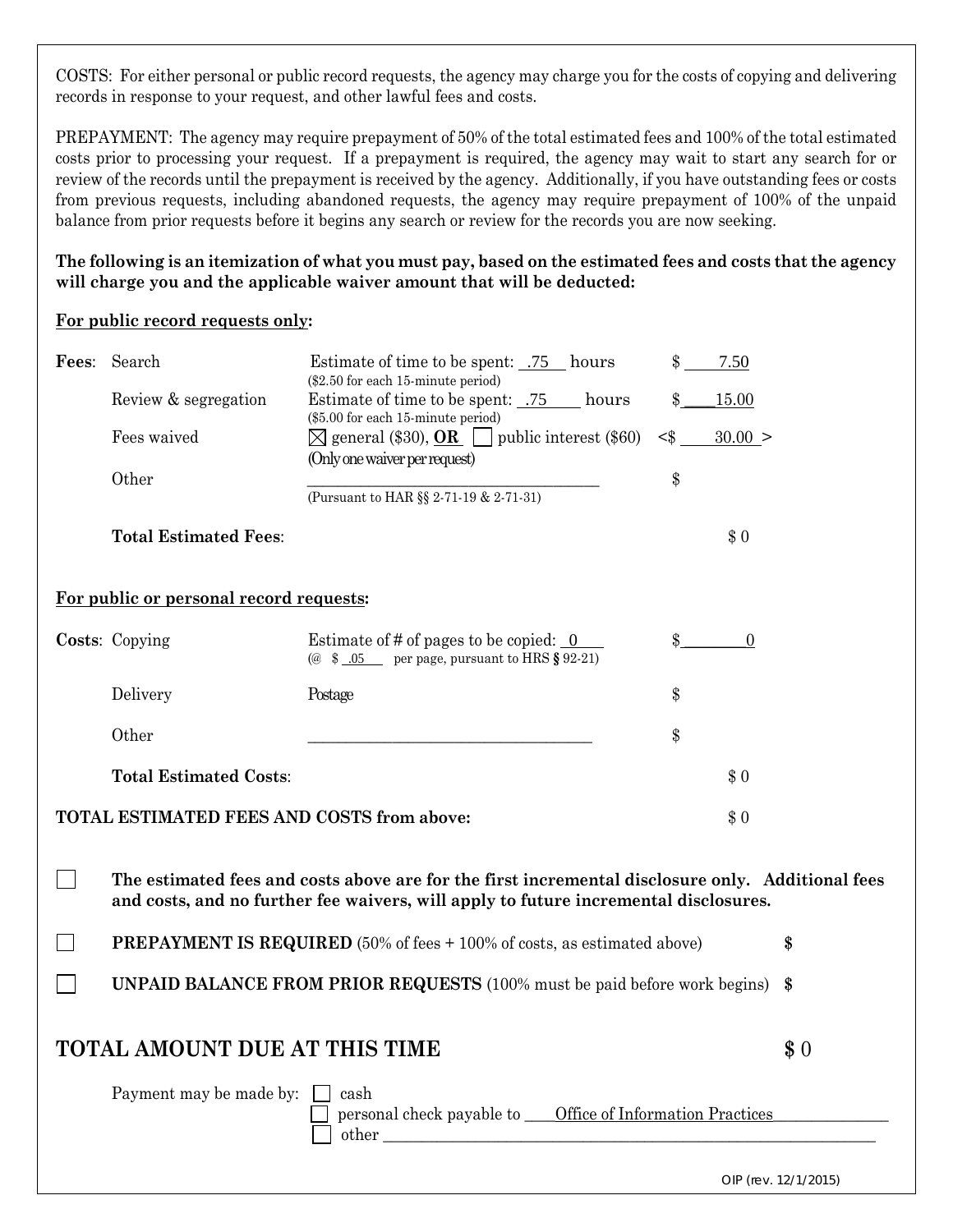COSTS: For either personal or public record requests, the agency may charge you for the costs of copying and delivering records in response to your request, and other lawful fees and costs.

PREPAYMENT: The agency may require prepayment of 50% of the total estimated fees and 100% of the total estimated costs prior to processing your request. If a prepayment is required, the agency may wait to start any search for or review of the records until the prepayment is received by the agency. Additionally, if you have outstanding fees or costs from previous requests, including abandoned requests, the agency may require prepayment of 100% of the unpaid balance from prior requests before it begins any search or review for the records you are now seeking.

**The following is an itemization of what you must pay, based on the estimated fees and costs that the agency will charge you and the applicable waiver amount that will be deducted:**

**For public record requests only:**

| | | | |
|---|---|---|---|
| **Fees**: | Search | Estimate of time to be spent: .75 hours ($2.50 for each 15-minute period) | $ 7.50 |
| | Review & segregation | Estimate of time to be spent: .75 hours ($5.00 for each 15-minute period) | $ 15.00 |
| | Fees waived | ☒ general ($30), **OR** ☐ public interest ($60) (Only one waiver per request) | <$ 30.00 > |
| | Other | ____________ (Pursuant to HAR §§ 2-71-19 & 2-71-31) | $ |
| | **Total Estimated Fees**: | | $ 0 |

**For public or personal record requests:**

| | | | |
|---|---|---|---|
| **Costs**: | Copying | Estimate of # of pages to be copied: 0 (@ $ .05 per page, pursuant to HRS § 92-21) | $ 0 |
| | Delivery | Postage | $ |
| | Other | ____________ | $ |
| | **Total Estimated Costs**: | | $ 0 |

**TOTAL ESTIMATED FEES AND COSTS from above:** $ 0

☐ **The estimated fees and costs above are for the first incremental disclosure only. Additional fees and costs, and no further fee waivers, will apply to future incremental disclosures.**

☐ **PREPAYMENT IS REQUIRED** (50% of fees + 100% of costs, as estimated above) **$**

☐ **UNPAID BALANCE FROM PRIOR REQUESTS** (100% must be paid before work begins) **$**

## TOTAL AMOUNT DUE AT THIS TIME **$** 0

Payment may be made by:
- ☐ cash
- ☐ personal check payable to Office of Information Practices
- ☐ other ____________

OIP (rev. 12/1/2015)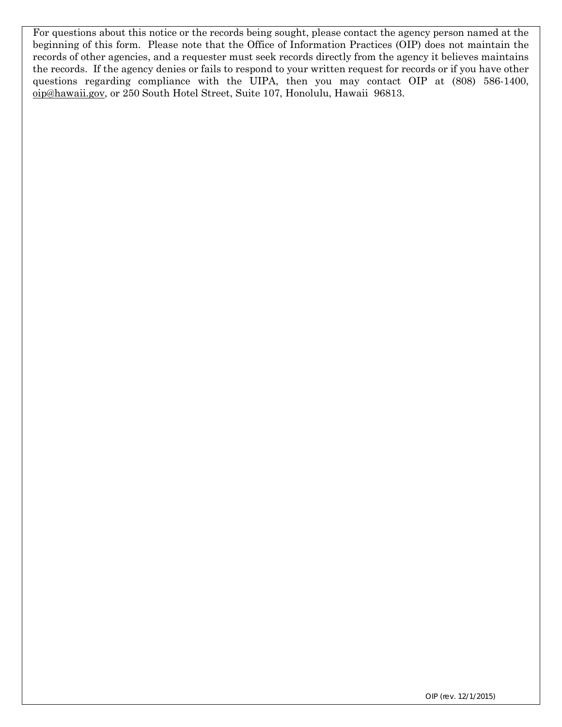For questions about this notice or the records being sought, please contact the agency person named at the beginning of this form. Please note that the Office of Information Practices (OIP) does not maintain the records of other agencies, and a requester must seek records directly from the agency it believes maintains the records. If the agency denies or fails to respond to your written request for records or if you have other questions regarding compliance with the UIPA, then you may contact OIP at (808) 586-1400, oip@hawaii.gov, or 250 South Hotel Street, Suite 107, Honolulu, Hawaii 96813.

OIP (rev. 12/1/2015)